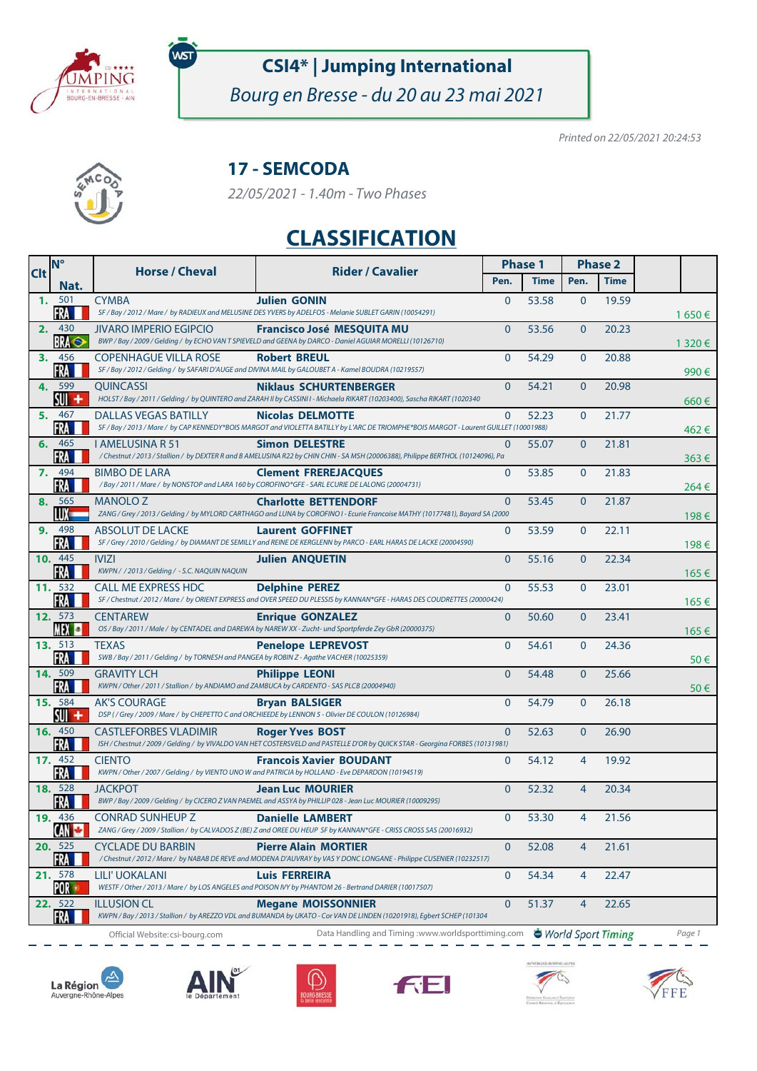# CSI4* | Jumping International

*Bourg en Bresse - du 20 au 23 mai 2021*

*Printed on 22/05/2021 20:24:53*

## 17 - SEMCODA

*22/05/2021 - 1.40m - Two Phases*

## CLASSIFICATION

| Clt | N° Nat. | Horse / Cheval | Rider / Cavalier | Phase 1 Pen. | Phase 1 Time | Phase 2 Pen. | Phase 2 Time | |
|---|---|---|---|---|---|---|---|---|
| 1. | 501 FRA | CYMBA<br>*SF / Bay / 2012 / Mare / by RADIEUX and MELUSINE DES YVERS by ADELFOS - Melanie SUBLET GARIN (10054291)* | **Julien GONIN** | 0 | 53.58 | 0 | 19.59 | 1 650 € |
| 2. | 430 BRA | JIVARO IMPERIO EGIPCIO<br>*BWP / Bay / 2009 / Gelding / by ECHO VAN T SPIEVELD and GEENA by DARCO - Daniel AGUIAR MORELLI (10126710)* | **Francisco José MESQUITA MU** | 0 | 53.56 | 0 | 20.23 | 1 320 € |
| 3. | 456 FRA | COPENHAGUE VILLA ROSE<br>*SF / Bay / 2012 / Gelding / by SAFARI D'AUGE and DIVINA MAIL by GALOUBET A - Kamel BOUDRA (10219557)* | **Robert BREUL** | 0 | 54.29 | 0 | 20.88 | 990 € |
| 4. | 599 SUI | QUINCASSI<br>*HOLST / Bay / 2011 / Gelding / by QUINTERO and ZARAH II by CASSINI I - Michaela RIKART (10203400), Sascha RIKART (1020340* | **Niklaus SCHURTENBERGER** | 0 | 54.21 | 0 | 20.98 | 660 € |
| 5. | 467 FRA | DALLAS VEGAS BATILLY<br>*SF / Bay / 2013 / Mare / by CAP KENNEDY*BOIS MARGOT and VIOLETTA BATILLY by L'ARC DE TRIOMPHE*BOIS MARGOT - Laurent GUILLET (10001988)* | **Nicolas DELMOTTE** | 0 | 52.23 | 0 | 21.77 | 462 € |
| 6. | 465 FRA | I AMELUSINA R 51<br>*/ Chestnut / 2013 / Stallion / by DEXTER R and B AMELUSINA R22 by CHIN CHIN - SA MSH (20006388), Philippe BERTHOL (10124096), Pa* | **Simon DELESTRE** | 0 | 55.07 | 0 | 21.81 | 363 € |
| 7. | 494 FRA | BIMBO DE LARA<br>*/ Bay / 2011 / Mare / by NONSTOP and LARA 160 by COROFINO*GFE - SARL ECURIE DE LALONG (20004731)* | **Clement FREREJACQUES** | 0 | 53.85 | 0 | 21.83 | 264 € |
| 8. | 565 LUX | MANOLO Z<br>*ZANG / Grey / 2013 / Gelding / by MYLORD CARTHAGO and LUNA by COROFINO I - Ecurie Francoise MATHY (10177481), Bayard SA (2000* | **Charlotte BETTENDORF** | 0 | 53.45 | 0 | 21.87 | 198 € |
| 9. | 498 FRA | ABSOLUT DE LACKE<br>*SF / Grey / 2010 / Gelding / by DIAMANT DE SEMILLY and REINE DE KERGLENN by PARCO - EARL HARAS DE LACKE (20004590)* | **Laurent GOFFINET** | 0 | 53.59 | 0 | 22.11 | 198 € |
| 10. | 445 FRA | IVIZI<br>*KWPN / / 2013 / Gelding / - S.C. NAQUIN NAQUIN* | **Julien ANQUETIN** | 0 | 55.16 | 0 | 22.34 | 165 € |
| 11. | 532 FRA | CALL ME EXPRESS HDC<br>*SF / Chestnut / 2012 / Mare / by ORIENT EXPRESS and OVER SPEED DU PLESSIS by KANNAN*GFE - HARAS DES COUDRETTES (20000424)* | **Delphine PEREZ** | 0 | 55.53 | 0 | 23.01 | 165 € |
| 12. | 573 MEX | CENTAREW<br>*OS / Bay / 2011 / Male / by CENTADEL and DAREWA by NAREW XX - Zucht- und Sportpferde Zey GbR (20000375)* | **Enrique GONZALEZ** | 0 | 50.60 | 0 | 23.41 | 165 € |
| 13. | 513 FRA | TEXAS<br>*SWB / Bay / 2011 / Gelding / by TORNESH and PANGEA by ROBIN Z - Agathe VACHER (10025359)* | **Penelope LEPREVOST** | 0 | 54.61 | 0 | 24.36 | 50 € |
| 14. | 509 FRA | GRAVITY LCH<br>*KWPN / Other / 2011 / Stallion / by ANDIAMO and ZAMBUCA by CARDENTO - SAS PLCB (20004940)* | **Philippe LEONI** | 0 | 54.48 | 0 | 25.66 | 50 € |
| 15. | 584 SUI | AK'S COURAGE<br>*DSP ( / Grey / 2009 / Mare / by CHEPETTO C and ORCHIEEDE by LENNON 5 - Olivier DE COULON (10126984)* | **Bryan BALSIGER** | 0 | 54.79 | 0 | 26.18 | |
| 16. | 450 FRA | CASTLEFORBES VLADIMIR<br>*ISH / Chestnut / 2009 / Gelding / by VIVALDO VAN HET COSTERSVELD and PASTELLE D'OR by QUICK STAR - Georgina FORBES (10131981)* | **Roger Yves BOST** | 0 | 52.63 | 0 | 26.90 | |
| 17. | 452 FRA | CIENTO<br>*KWPN / Other / 2007 / Gelding / by VIENTO UNO W and PATRICIA by HOLLAND - Eve DEPARDON (10194519)* | **Francois Xavier BOUDANT** | 0 | 54.12 | 4 | 19.92 | |
| 18. | 528 FRA | JACKPOT<br>*BWP / Bay / 2009 / Gelding / by CICERO Z VAN PAEMEL and ASSYA by PHILLIP 028 - Jean Luc MOURIER (10009295)* | **Jean Luc MOURIER** | 0 | 52.32 | 4 | 20.34 | |
| 19. | 436 CAN | CONRAD SUNHEUP Z<br>*ZANG / Grey / 2009 / Stallion / by CALVADOS Z (BE) Z and OREE DU HEUP SF by KANNAN*GFE - CRISS CROSS SAS (20016932)* | **Danielle LAMBERT** | 0 | 53.30 | 4 | 21.56 | |
| 20. | 525 FRA | CYCLADE DU BARBIN<br>*/ Chestnut / 2012 / Mare / by NABAB DE REVE and MODENA D'AUVRAY by VAS Y DONC LONGANE - Philippe CUSENIER (10232517)* | **Pierre Alain MORTIER** | 0 | 52.08 | 4 | 21.61 | |
| 21. | 578 POR | LILI' UOKALANI<br>*WESTF / Other / 2013 / Mare / by LOS ANGELES and POISON IVY by PHANTOM 26 - Bertrand DARIER (10017507)* | **Luis FERREIRA** | 0 | 54.34 | 4 | 22.47 | |
| 22. | 522 FRA | ILLUSION CL<br>*KWPN / Bay / 2013 / Stallion / by AREZZO VDL and BUMANDA by UKATO - Cor VAN DE LINDEN (10201918), Egbert SCHEP (101304* | **Megane MOISSONNIER** | 0 | 51.37 | 4 | 22.65 | |

Official Website: csi-bourg.com — Data Handling and Timing : www.worldsporttiming.com — World Sport Timing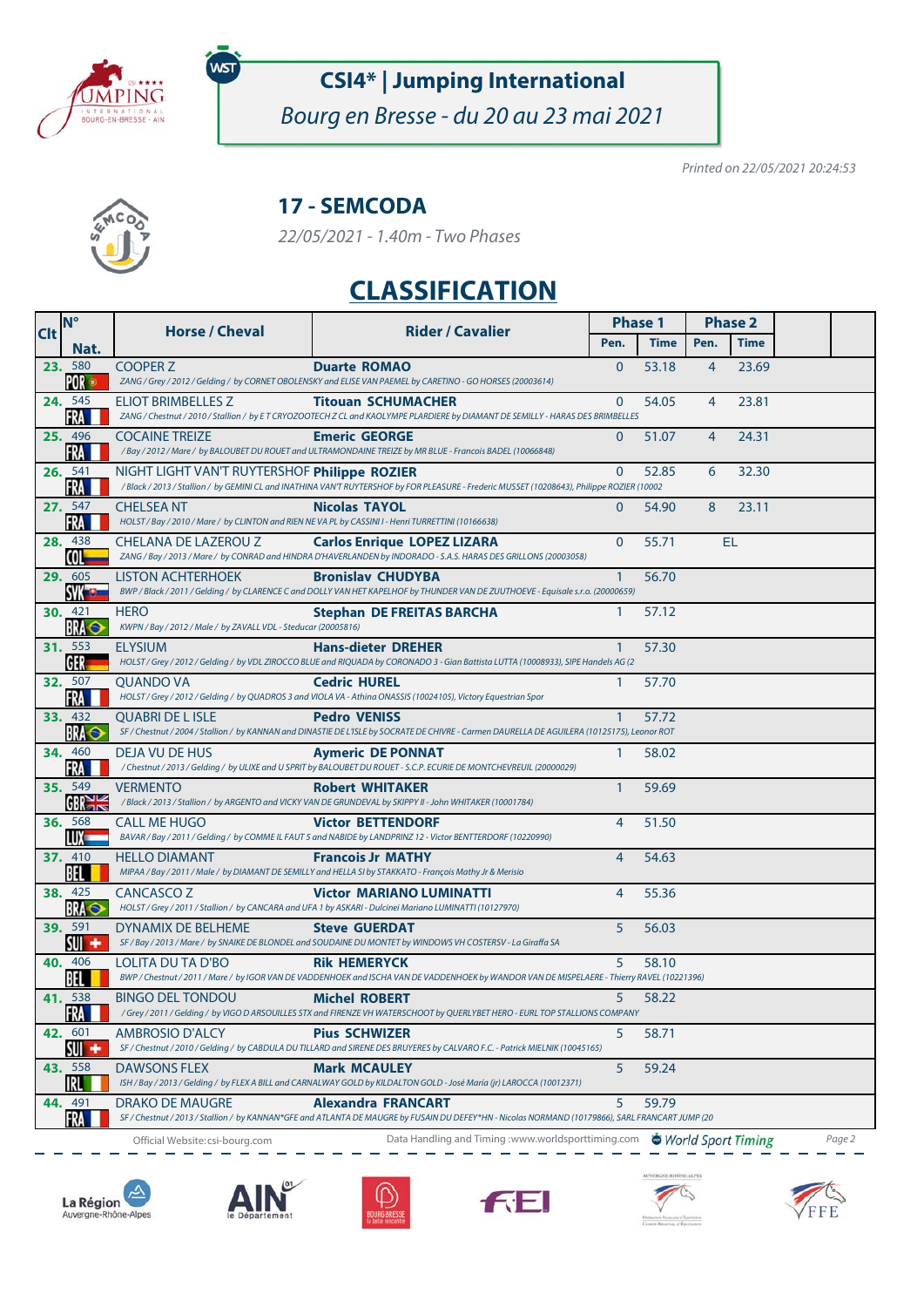# CSI4* | Jumping International

*Bourg en Bresse - du 20 au 23 mai 2021*

*Printed on 22/05/2021 20:24:53*

## 17 - SEMCODA

*22/05/2021 - 1.40m - Two Phases*

## CLASSIFICATION

| Clt | N° Nat. | Horse / Cheval | Rider / Cavalier | Phase 1 Pen. | Phase 1 Time | Phase 2 Pen. | Phase 2 Time |
|---|---|---|---|---|---|---|---|
| 23. | 580 POR | COOPER Z<br>*ZANG / Grey / 2012 / Gelding / by CORNET OBOLENSKY and ELISE VAN PAEMEL by CARETINO - GO HORSES (20003614)* | **Duarte ROMAO** | 0 | 53.18 | 4 | 23.69 |
| 24. | 545 FRA | ELIOT BRIMBELLES Z<br>*ZANG / Chestnut / 2010 / Stallion / by E T CRYOZOOTECH Z CL and KAOLYMPE PLARDIERE by DIAMANT DE SEMILLY - HARAS DES BRIMBELLES* | **Titouan SCHUMACHER** | 0 | 54.05 | 4 | 23.81 |
| 25. | 496 FRA | COCAINE TREIZE<br>*/ Bay / 2012 / Mare / by BALOUBET DU ROUET and ULTRAMONDAINE TREIZE by MR BLUE - Francois BADEL (10066848)* | **Emeric GEORGE** | 0 | 51.07 | 4 | 24.31 |
| 26. | 541 FRA | NIGHT LIGHT VAN'T RUYTERSHOF<br>*/ Black / 2013 / Stallion / by GEMINI CL and INATHINA VAN'T RUYTERSHOF by FOR PLEASURE - Frederic MUSSET (10208643), Philippe ROZIER (10002* | **Philippe ROZIER** | 0 | 52.85 | 6 | 32.30 |
| 27. | 547 FRA | CHELSEA NT<br>*HOLST / Bay / 2010 / Mare / by CLINTON and RIEN NE VA PL by CASSINI I - Henri TURRETTINI (10166638)* | **Nicolas TAYOL** | 0 | 54.90 | 8 | 23.11 |
| 28. | 438 COL | CHELANA DE LAZEROU Z<br>*ZANG / Bay / 2013 / Mare / by CONRAD and HINDRA D'HAVERLANDEN by INDORADO - S.A.S. HARAS DES GRILLONS (20003058)* | **Carlos Enrique LOPEZ LIZARA** | 0 | 55.71 | EL | |
| 29. | 605 SVK | LISTON ACHTERHOEK<br>*BWP / Black / 2011 / Gelding / by CLARENCE C and DOLLY VAN HET KAPELHOF by THUNDER VAN DE ZUUTHOEVE - Equisale s.r.o. (20000659)* | **Bronislav CHUDYBA** | 1 | 56.70 | | |
| 30. | 421 BRA | HERO<br>*KWPN / Bay / 2012 / Male / by ZAVALL VDL - Steducar (20005816)* | **Stephan DE FREITAS BARCHA** | 1 | 57.12 | | |
| 31. | 553 GER | ELYSIUM<br>*HOLST / Grey / 2012 / Gelding / by VDL ZIROCCO BLUE and RIQUADA by CORONADO 3 - Gian Battista LUTTA (10008933), SIPE Handels AG (2* | **Hans-dieter DREHER** | 1 | 57.30 | | |
| 32. | 507 FRA | QUANDO VA<br>*HOLST / Grey / 2012 / Gelding / by QUADROS 3 and VIOLA VA - Athina ONASSIS (10024105), Victory Equestrian Spor* | **Cedric HUREL** | 1 | 57.70 | | |
| 33. | 432 BRA | QUABRI DE L ISLE<br>*SF / Chestnut / 2004 / Stallion / by KANNAN and DINASTIE DE L'ISLE by SOCRATE DE CHIVRE - Carmen DAURELLA DE AGUILERA (10125175), Leonor ROT* | **Pedro VENISS** | 1 | 57.72 | | |
| 34. | 460 FRA | DEJA VU DE HUS<br>*/ Chestnut / 2013 / Gelding / by ULIXE and U SPRIT by BALOUBET DU ROUET - S.C.P. ECURIE DE MONTCHEVREUIL (20000029)* | **Aymeric DE PONNAT** | 1 | 58.02 | | |
| 35. | 549 GBR | VERMENTO<br>*/ Black / 2013 / Stallion / by ARGENTO and VICKY VAN DE GRUNDEVAL by SKIPPY II - John WHITAKER (10001784)* | **Robert WHITAKER** | 1 | 59.69 | | |
| 36. | 568 LUX | CALL ME HUGO<br>*BAVAR / Bay / 2011 / Gelding / by COMME IL FAUT 5 and NABIDE by LANDPRINZ 12 - Victor BENTTERDORF (10220990)* | **Victor BETTENDORF** | 4 | 51.50 | | |
| 37. | 410 BEL | HELLO DIAMANT<br>*MIPAA / Bay / 2011 / Male / by DIAMANT DE SEMILLY and HELLA SI by STAKKATO - François Mathy Jr & Merisio* | **Francois Jr MATHY** | 4 | 54.63 | | |
| 38. | 425 BRA | CANCASCO Z<br>*HOLST / Grey / 2011 / Stallion / by CANCARA and UFA 1 by ASKARI - Dulcinei Mariano LUMINATTI (10127970)* | **Victor MARIANO LUMINATTI** | 4 | 55.36 | | |
| 39. | 591 SUI | DYNAMIX DE BELHEME<br>*SF / Bay / 2013 / Mare / by SNAIKE DE BLONDEL and SOUDAINE DU MONTET by WINDOWS VH COSTERSV - La Giraffa SA* | **Steve GUERDAT** | 5 | 56.03 | | |
| 40. | 406 BEL | LOLITA DU TA D'BO<br>*BWP / Chestnut / 2011 / Mare / by IGOR VAN DE VADDENHOEK and ISCHA VAN DE VADDENHOEK by WANDOR VAN DE MISPELAERE - Thierry RAVEL (10221396)* | **Rik HEMERYCK** | 5 | 58.10 | | |
| 41. | 538 FRA | BINGO DEL TONDOU<br>*/ Grey / 2011 / Gelding / by VIGO D ARSOUILLES STX and FIRENZE VH WATERSCHOOT by QUERLYBET HERO - EURL TOP STALLIONS COMPANY* | **Michel ROBERT** | 5 | 58.22 | | |
| 42. | 601 SUI | AMBROSIO D'ALCY<br>*SF / Chestnut / 2010 / Gelding / by CABDULA DU TILLARD and SIRENE DES BRUYERES by CALVARO F.C. - Patrick MIELNIK (10045165)* | **Pius SCHWIZER** | 5 | 58.71 | | |
| 43. | 558 IRL | DAWSONS FLEX<br>*ISH / Bay / 2013 / Gelding / by FLEX A BILL and CARNALWAY GOLD by KILDALTON GOLD - José María (jr) LAROCCA (10012371)* | **Mark MCAULEY** | 5 | 59.24 | | |
| 44. | 491 FRA | DRAKO DE MAUGRE<br>*SF / Chestnut / 2013 / Stallion / by KANNAN*GFE and ATLANTA DE MAUGRE by FUSAIN DU DEFEY*HN - Nicolas NORMAND (10179866), SARL FRANCART JUMP (20* | **Alexandra FRANCART** | 5 | 59.79 | | |

Official Website: csi-bourg.com — Data Handling and Timing : www.worldsporttiming.com — World Sport Timing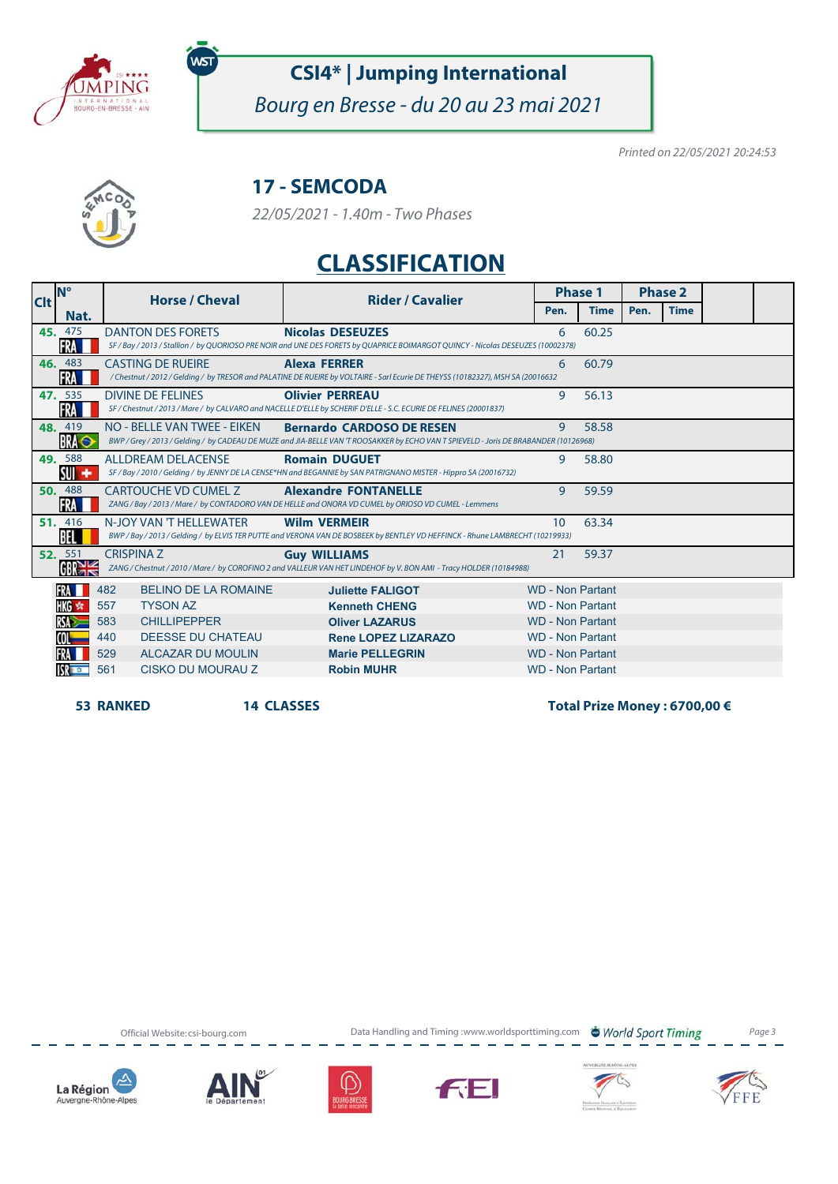# CSI4* | Jumping International

*Bourg en Bresse - du 20 au 23 mai 2021*

*Printed on 22/05/2021 20:24:53*

## 17 - SEMCODA

*22/05/2021 - 1.40m - Two Phases*

## CLASSIFICATION

| Clt | N° / Nat. | Horse / Cheval | Rider / Cavalier | Phase 1 Pen. | Phase 1 Time | Phase 2 Pen. | Phase 2 Time | | |
|---|---|---|---|---|---|---|---|---|---|
| 45. | 475 FRA | DANTON DES FORETS<br>*SF / Bay / 2013 / Stallion / by QUORIOSO PRE NOIR and UNE DES FORETS by QUAPRICE BOIMARGOT QUINCY - Nicolas DESEUZES (10002378)* | **Nicolas DESEUZES** | 6 | 60.25 | | | | |
| 46. | 483 FRA | CASTING DE RUEIRE<br>*/ Chestnut / 2012 / Gelding / by TRESOR and PALATINE DE RUEIRE by VOLTAIRE - Sarl Ecurie DE THEYSS (10182327), MSH SA (20016632* | **Alexa FERRER** | 6 | 60.79 | | | | |
| 47. | 535 FRA | DIVINE DE FELINES<br>*SF / Chestnut / 2013 / Mare / by CALVARO and NACELLE D'ELLE by SCHERIF D'ELLE - S.C. ECURIE DE FELINES (20001837)* | **Olivier PERREAU** | 9 | 56.13 | | | | |
| 48. | 419 BRA | NO - BELLE VAN TWEE - EIKEN<br>*BWP / Grey / 2013 / Gelding / by CADEAU DE MUZE and JIA-BELLE VAN 'T ROOSAKKER by ECHO VAN T SPIEVELD - Joris DE BRABANDER (10126968)* | **Bernardo CARDOSO DE RESEN** | 9 | 58.58 | | | | |
| 49. | 588 SUI | ALLDREAM DELACENSE<br>*SF / Bay / 2010 / Gelding / by JENNY DE LA CENSE*HN and BEGANNIE by SAN PATRIGNANO MISTER - Hippro SA (20016732)* | **Romain DUGUET** | 9 | 58.80 | | | | |
| 50. | 488 FRA | CARTOUCHE VD CUMEL Z<br>*ZANG / Bay / 2013 / Mare / by CONTADORO VAN DE HELLE and ONORA VD CUMEL by ORIOSO VD CUMEL - Lemmens* | **Alexandre FONTANELLE** | 9 | 59.59 | | | | |
| 51. | 416 BEL | N-JOY VAN 'T HELLEWATER<br>*BWP / Bay / 2013 / Gelding / by ELVIS TER PUTTE and VERONA VAN DE BOSBEEK by BENTLEY VD HEFFINCK - Rhune LAMBRECHT (10219933)* | **Wilm VERMEIR** | 10 | 63.34 | | | | |
| 52. | 551 GBR | CRISPINA Z<br>*ZANG / Chestnut / 2010 / Mare / by COROFINO 2 and VALLEUR VAN HET LINDEHOF by V. BON AMI - Tracy HOLDER (10184988)* | **Guy WILLIAMS** | 21 | 59.37 | | | | |

| Nat. | N° | Horse / Cheval | Rider / Cavalier | Status |
|---|---|---|---|---|
| FRA | 482 | BELINO DE LA ROMAINE | **Juliette FALIGOT** | WD - Non Partant |
| HKG | 557 | TYSON AZ | **Kenneth CHENG** | WD - Non Partant |
| RSA | 583 | CHILLIPEPPER | **Oliver LAZARUS** | WD - Non Partant |
| COL | 440 | DEESSE DU CHATEAU | **Rene LOPEZ LIZARAZO** | WD - Non Partant |
| FRA | 529 | ALCAZAR DU MOULIN | **Marie PELLEGRIN** | WD - Non Partant |
| ISR | 561 | CISKO DU MOURAU Z | **Robin MUHR** | WD - Non Partant |

**53 RANKED** **14 CLASSES** **Total Prize Money : 6700,00 €**

Official Website: csi-bourg.com Data Handling and Timing :www.worldsporttiming.com World Sport Timing